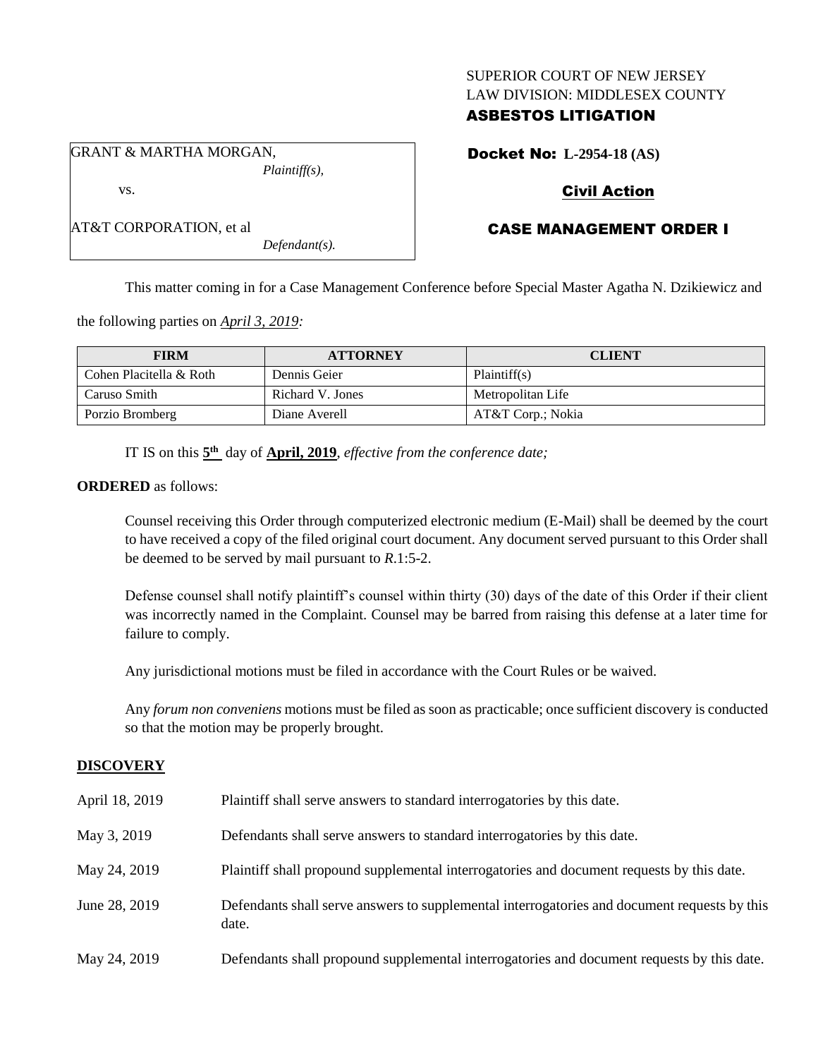SUPERIOR COURT OF NEW JERSEY
LAW DIVISION: MIDDLESEX COUNTY
**ASBESTOS LITIGATION**

GRANT & MARTHA MORGAN,
*Plaintiff(s),*

vs.

AT&T CORPORATION, et al
*Defendant(s).*

**Docket No: L-2954-18 (AS)**

**Civil Action**

**CASE MANAGEMENT ORDER I**

This matter coming in for a Case Management Conference before Special Master Agatha N. Dzikiewicz and the following parties on *April 3, 2019:*

| FIRM | ATTORNEY | CLIENT |
| --- | --- | --- |
| Cohen Placitella & Roth | Dennis Geier | Plaintiff(s) |
| Caruso Smith | Richard V. Jones | Metropolitan Life |
| Porzio Bromberg | Diane Averell | AT&T Corp.; Nokia |

IT IS on this **5th** day of **April, 2019**, *effective from the conference date;*

**ORDERED** as follows:

Counsel receiving this Order through computerized electronic medium (E-Mail) shall be deemed by the court to have received a copy of the filed original court document. Any document served pursuant to this Order shall be deemed to be served by mail pursuant to *R*.1:5-2.

Defense counsel shall notify plaintiff's counsel within thirty (30) days of the date of this Order if their client was incorrectly named in the Complaint. Counsel may be barred from raising this defense at a later time for failure to comply.

Any jurisdictional motions must be filed in accordance with the Court Rules or be waived.

Any *forum non conveniens* motions must be filed as soon as practicable; once sufficient discovery is conducted so that the motion may be properly brought.

**DISCOVERY**

| | |
| --- | --- |
| April 18, 2019 | Plaintiff shall serve answers to standard interrogatories by this date. |
| May 3, 2019 | Defendants shall serve answers to standard interrogatories by this date. |
| May 24, 2019 | Plaintiff shall propound supplemental interrogatories and document requests by this date. |
| June 28, 2019 | Defendants shall serve answers to supplemental interrogatories and document requests by this date. |
| May 24, 2019 | Defendants shall propound supplemental interrogatories and document requests by this date. |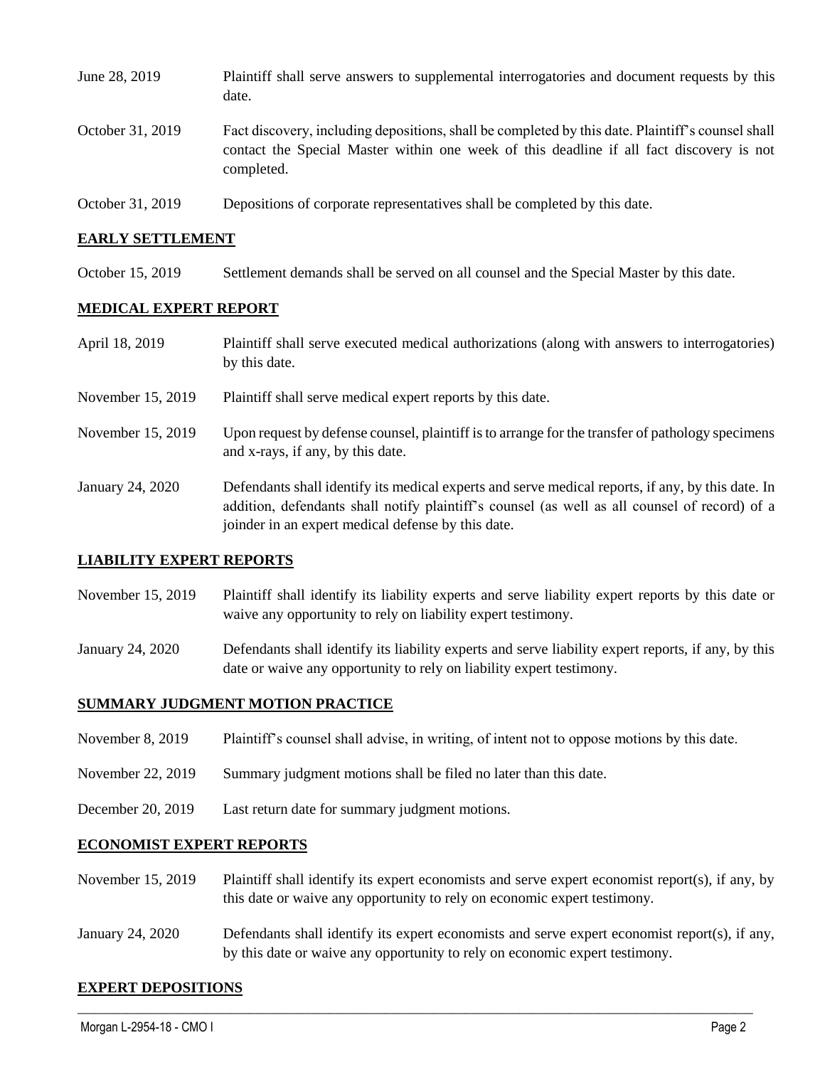| | |
|---|---|
| June 28, 2019 | Plaintiff shall serve answers to supplemental interrogatories and document requests by this date. |
| October 31, 2019 | Fact discovery, including depositions, shall be completed by this date. Plaintiff's counsel shall contact the Special Master within one week of this deadline if all fact discovery is not completed. |
| October 31, 2019 | Depositions of corporate representatives shall be completed by this date. |

## **EARLY SETTLEMENT**

| | |
|---|---|
| October 15, 2019 | Settlement demands shall be served on all counsel and the Special Master by this date. |

## **MEDICAL EXPERT REPORT**

| | |
|---|---|
| April 18, 2019 | Plaintiff shall serve executed medical authorizations (along with answers to interrogatories) by this date. |
| November 15, 2019 | Plaintiff shall serve medical expert reports by this date. |
| November 15, 2019 | Upon request by defense counsel, plaintiff is to arrange for the transfer of pathology specimens and x-rays, if any, by this date. |
| January 24, 2020 | Defendants shall identify its medical experts and serve medical reports, if any, by this date. In addition, defendants shall notify plaintiff's counsel (as well as all counsel of record) of a joinder in an expert medical defense by this date. |

## **LIABILITY EXPERT REPORTS**

| | |
|---|---|
| November 15, 2019 | Plaintiff shall identify its liability experts and serve liability expert reports by this date or waive any opportunity to rely on liability expert testimony. |
| January 24, 2020 | Defendants shall identify its liability experts and serve liability expert reports, if any, by this date or waive any opportunity to rely on liability expert testimony. |

## **SUMMARY JUDGMENT MOTION PRACTICE**

| | |
|---|---|
| November 8, 2019 | Plaintiff's counsel shall advise, in writing, of intent not to oppose motions by this date. |
| November 22, 2019 | Summary judgment motions shall be filed no later than this date. |
| December 20, 2019 | Last return date for summary judgment motions. |

## **ECONOMIST EXPERT REPORTS**

| | |
|---|---|
| November 15, 2019 | Plaintiff shall identify its expert economists and serve expert economist report(s), if any, by this date or waive any opportunity to rely on economic expert testimony. |
| January 24, 2020 | Defendants shall identify its expert economists and serve expert economist report(s), if any, by this date or waive any opportunity to rely on economic expert testimony. |

## **EXPERT DEPOSITIONS**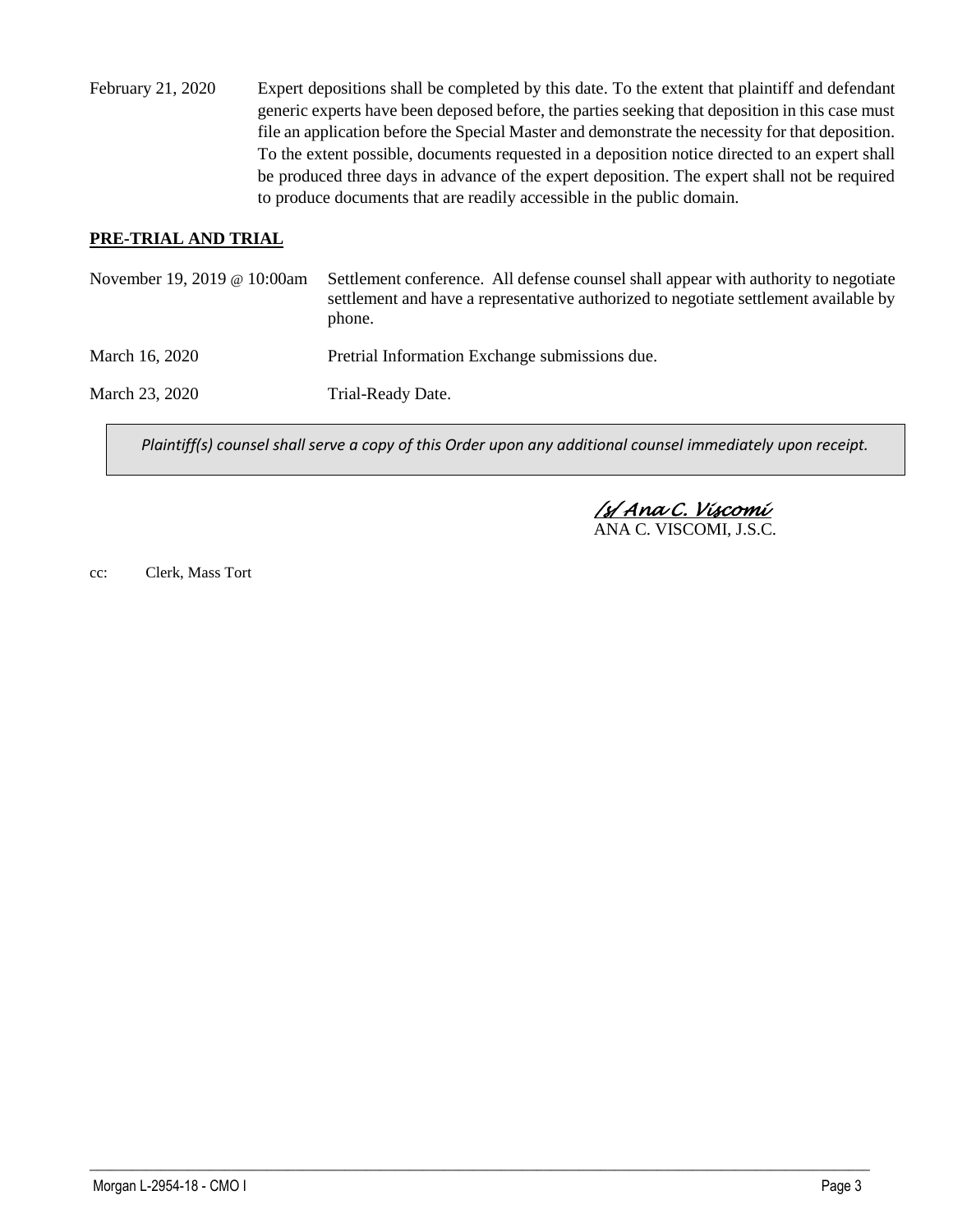| | |
|---|---|
| February 21, 2020 | Expert depositions shall be completed by this date. To the extent that plaintiff and defendant generic experts have been deposed before, the parties seeking that deposition in this case must file an application before the Special Master and demonstrate the necessity for that deposition. To the extent possible, documents requested in a deposition notice directed to an expert shall be produced three days in advance of the expert deposition. The expert shall not be required to produce documents that are readily accessible in the public domain. |

**PRE-TRIAL AND TRIAL**

| | |
|---|---|
| November 19, 2019 @ 10:00am | Settlement conference. All defense counsel shall appear with authority to negotiate settlement and have a representative authorized to negotiate settlement available by phone. |
| March 16, 2020 | Pretrial Information Exchange submissions due. |
| March 23, 2020 | Trial-Ready Date. |

*Plaintiff(s) counsel shall serve a copy of this Order upon any additional counsel immediately upon receipt.*

/s/ Ana C. Viscomi
ANA C. VISCOMI, J.S.C.

cc: Clerk, Mass Tort